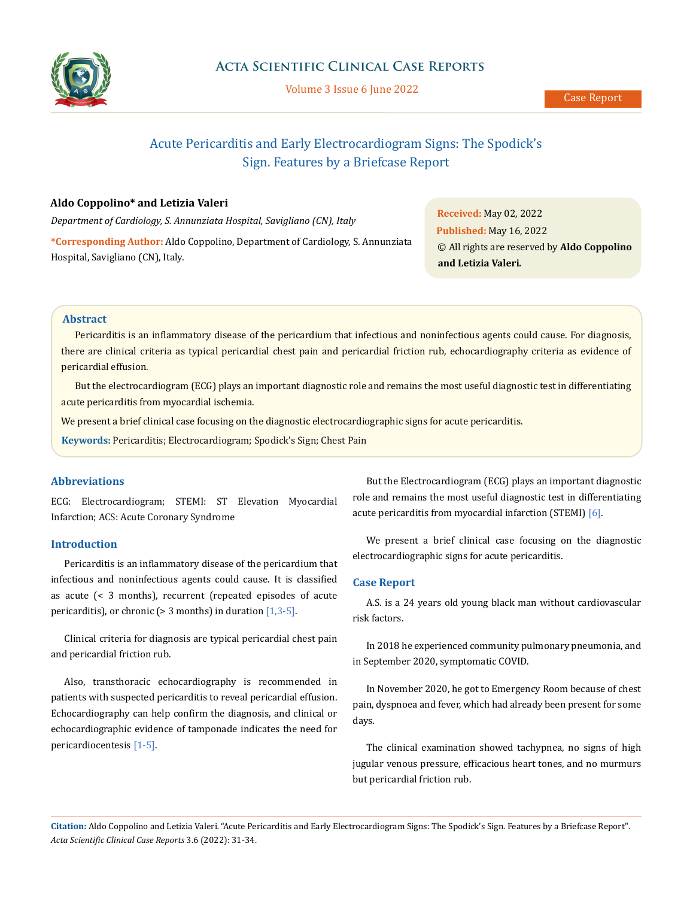# Acute Pericarditis and Early Electrocardiogram Signs: The Spodick's Sign. Features by a Briefcase Report

**Aldo Coppolino* and Letizia Valeri**

*Department of Cardiology, S. Annunziata Hospital, Savigliano (CN), Italy*

***Corresponding Author:** Aldo Coppolino, Department of Cardiology, S. Annunziata Hospital, Savigliano (CN), Italy.

**Received:** May 02, 2022
**Published:** May 16, 2022
© All rights are reserved by **Aldo Coppolino and Letizia Valeri.**

## Abstract

Pericarditis is an inflammatory disease of the pericardium that infectious and noninfectious agents could cause. For diagnosis, there are clinical criteria as typical pericardial chest pain and pericardial friction rub, echocardiography criteria as evidence of pericardial effusion.

But the electrocardiogram (ECG) plays an important diagnostic role and remains the most useful diagnostic test in differentiating acute pericarditis from myocardial ischemia.

We present a brief clinical case focusing on the diagnostic electrocardiographic signs for acute pericarditis.

**Keywords:** Pericarditis; Electrocardiogram; Spodick's Sign; Chest Pain

## Abbreviations

ECG: Electrocardiogram; STEMI: ST Elevation Myocardial Infarction; ACS: Acute Coronary Syndrome

## Introduction

Pericarditis is an inflammatory disease of the pericardium that infectious and noninfectious agents could cause. It is classified as acute (< 3 months), recurrent (repeated episodes of acute pericarditis), or chronic (> 3 months) in duration [1,3-5].

Clinical criteria for diagnosis are typical pericardial chest pain and pericardial friction rub.

Also, transthoracic echocardiography is recommended in patients with suspected pericarditis to reveal pericardial effusion. Echocardiography can help confirm the diagnosis, and clinical or echocardiographic evidence of tamponade indicates the need for pericardiocentesis [1-5].

But the Electrocardiogram (ECG) plays an important diagnostic role and remains the most useful diagnostic test in differentiating acute pericarditis from myocardial infarction (STEMI) [6].

We present a brief clinical case focusing on the diagnostic electrocardiographic signs for acute pericarditis.

## Case Report

A.S. is a 24 years old young black man without cardiovascular risk factors.

In 2018 he experienced community pulmonary pneumonia, and in September 2020, symptomatic COVID.

In November 2020, he got to Emergency Room because of chest pain, dyspnoea and fever, which had already been present for some days.

The clinical examination showed tachypnea, no signs of high jugular venous pressure, efficacious heart tones, and no murmurs but pericardial friction rub.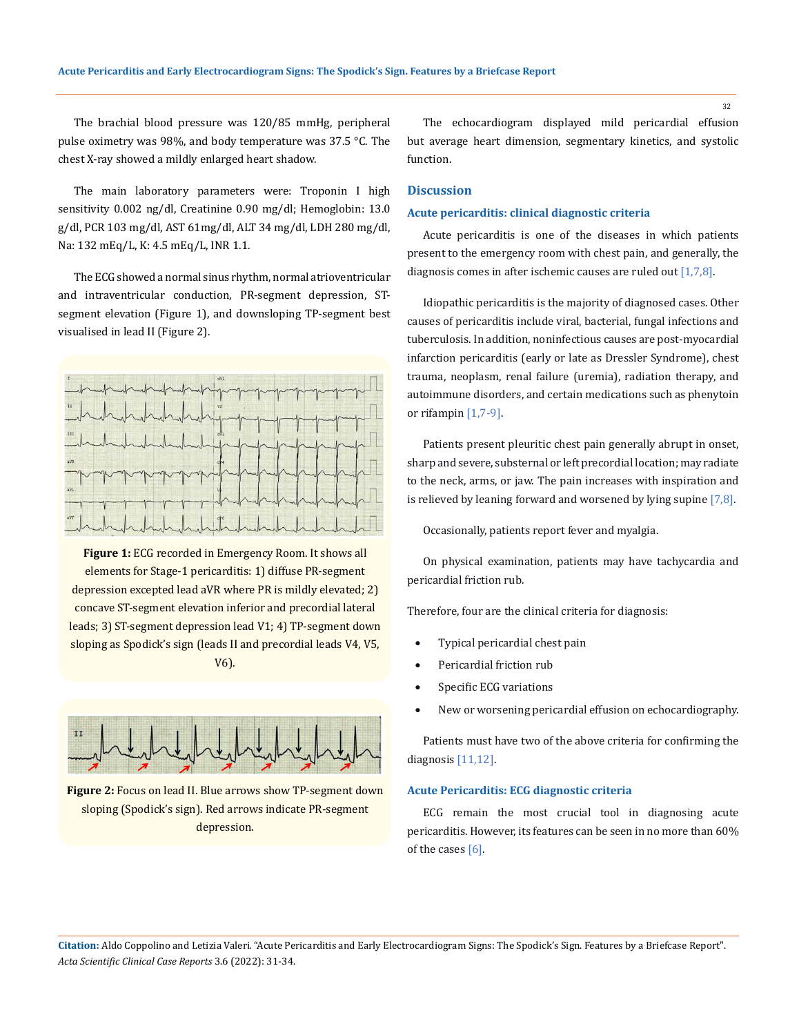The brachial blood pressure was 120/85 mmHg, peripheral pulse oximetry was 98%, and body temperature was 37.5 °C. The chest X-ray showed a mildly enlarged heart shadow.

The main laboratory parameters were: Troponin I high sensitivity 0.002 ng/dl, Creatinine 0.90 mg/dl; Hemoglobin: 13.0 g/dl, PCR 103 mg/dl, AST 61mg/dl, ALT 34 mg/dl, LDH 280 mg/dl, Na: 132 mEq/L, K: 4.5 mEq/L, INR 1.1.

The ECG showed a normal sinus rhythm, normal atrioventricular and intraventricular conduction, PR-segment depression, ST-segment elevation (Figure 1), and downsloping TP-segment best visualised in lead II (Figure 2).

**Figure 1:** ECG recorded in Emergency Room. It shows all elements for Stage-1 pericarditis: 1) diffuse PR-segment depression excepted lead aVR where PR is mildly elevated; 2) concave ST-segment elevation inferior and precordial lateral leads; 3) ST-segment depression lead V1; 4) TP-segment down sloping as Spodick's sign (leads II and precordial leads V4, V5, V6).

**Figure 2:** Focus on lead II. Blue arrows show TP-segment down sloping (Spodick's sign). Red arrows indicate PR-segment depression.

The echocardiogram displayed mild pericardial effusion but average heart dimension, segmentary kinetics, and systolic function.

## Discussion

### Acute pericarditis: clinical diagnostic criteria

Acute pericarditis is one of the diseases in which patients present to the emergency room with chest pain, and generally, the diagnosis comes in after ischemic causes are ruled out [1,7,8].

Idiopathic pericarditis is the majority of diagnosed cases. Other causes of pericarditis include viral, bacterial, fungal infections and tuberculosis. In addition, noninfectious causes are post-myocardial infarction pericarditis (early or late as Dressler Syndrome), chest trauma, neoplasm, renal failure (uremia), radiation therapy, and autoimmune disorders, and certain medications such as phenytoin or rifampin [1,7-9].

Patients present pleuritic chest pain generally abrupt in onset, sharp and severe, substernal or left precordial location; may radiate to the neck, arms, or jaw. The pain increases with inspiration and is relieved by leaning forward and worsened by lying supine [7,8].

Occasionally, patients report fever and myalgia.

On physical examination, patients may have tachycardia and pericardial friction rub.

Therefore, four are the clinical criteria for diagnosis:

- Typical pericardial chest pain
- Pericardial friction rub
- Specific ECG variations
- New or worsening pericardial effusion on echocardiography.

Patients must have two of the above criteria for confirming the diagnosis [11,12].

### Acute Pericarditis: ECG diagnostic criteria

ECG remain the most crucial tool in diagnosing acute pericarditis. However, its features can be seen in no more than 60% of the cases [6].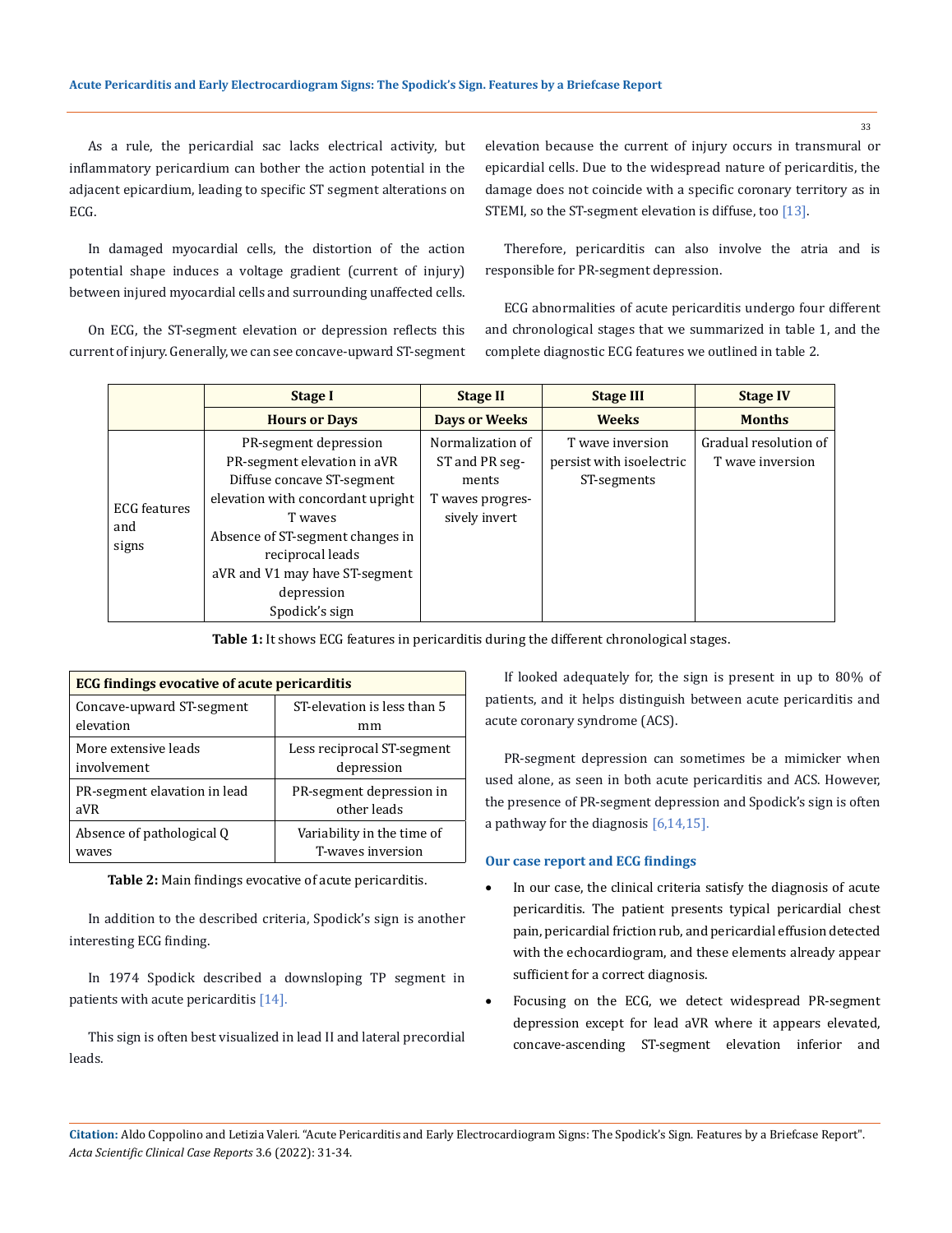As a rule, the pericardial sac lacks electrical activity, but inflammatory pericardium can bother the action potential in the adjacent epicardium, leading to specific ST segment alterations on ECG.

In damaged myocardial cells, the distortion of the action potential shape induces a voltage gradient (current of injury) between injured myocardial cells and surrounding unaffected cells.

On ECG, the ST-segment elevation or depression reflects this current of injury. Generally, we can see concave-upward ST-segment elevation because the current of injury occurs in transmural or epicardial cells. Due to the widespread nature of pericarditis, the damage does not coincide with a specific coronary territory as in STEMI, so the ST-segment elevation is diffuse, too [13].

Therefore, pericarditis can also involve the atria and is responsible for PR-segment depression.

ECG abnormalities of acute pericarditis undergo four different and chronological stages that we summarized in table 1, and the complete diagnostic ECG features we outlined in table 2.

| | Stage I | Stage II | Stage III | Stage IV |
|---|---|---|---|---|
| | **Hours or Days** | **Days or Weeks** | **Weeks** | **Months** |
| ECG features and signs | PR-segment depression<br>PR-segment elevation in aVR<br>Diffuse concave ST-segment elevation with concordant upright T waves<br>Absence of ST-segment changes in reciprocal leads<br>aVR and V1 may have ST-segment depression<br>Spodick's sign | Normalization of ST and PR segments<br>T waves progressively invert | T wave inversion persist with isoelectric ST-segments | Gradual resolution of T wave inversion |

**Table 1:** It shows ECG features in pericarditis during the different chronological stages.

| ECG findings evocative of acute pericarditis | |
|---|---|
| Concave-upward ST-segment elevation | ST-elevation is less than 5 mm |
| More extensive leads involvement | Less reciprocal ST-segment depression |
| PR-segment elevation in lead aVR | PR-segment depression in other leads |
| Absence of pathological Q waves | Variability in the time of T-waves inversion |

**Table 2:** Main findings evocative of acute pericarditis.

In addition to the described criteria, Spodick's sign is another interesting ECG finding.

In 1974 Spodick described a downsloping TP segment in patients with acute pericarditis [14].

This sign is often best visualized in lead II and lateral precordial leads.

If looked adequately for, the sign is present in up to 80% of patients, and it helps distinguish between acute pericarditis and acute coronary syndrome (ACS).

PR-segment depression can sometimes be a mimicker when used alone, as seen in both acute pericarditis and ACS. However, the presence of PR-segment depression and Spodick's sign is often a pathway for the diagnosis [6,14,15].

### Our case report and ECG findings

- In our case, the clinical criteria satisfy the diagnosis of acute pericarditis. The patient presents typical pericardial chest pain, pericardial friction rub, and pericardial effusion detected with the echocardiogram, and these elements already appear sufficient for a correct diagnosis.
- Focusing on the ECG, we detect widespread PR-segment depression except for lead aVR where it appears elevated, concave-ascending ST-segment elevation inferior and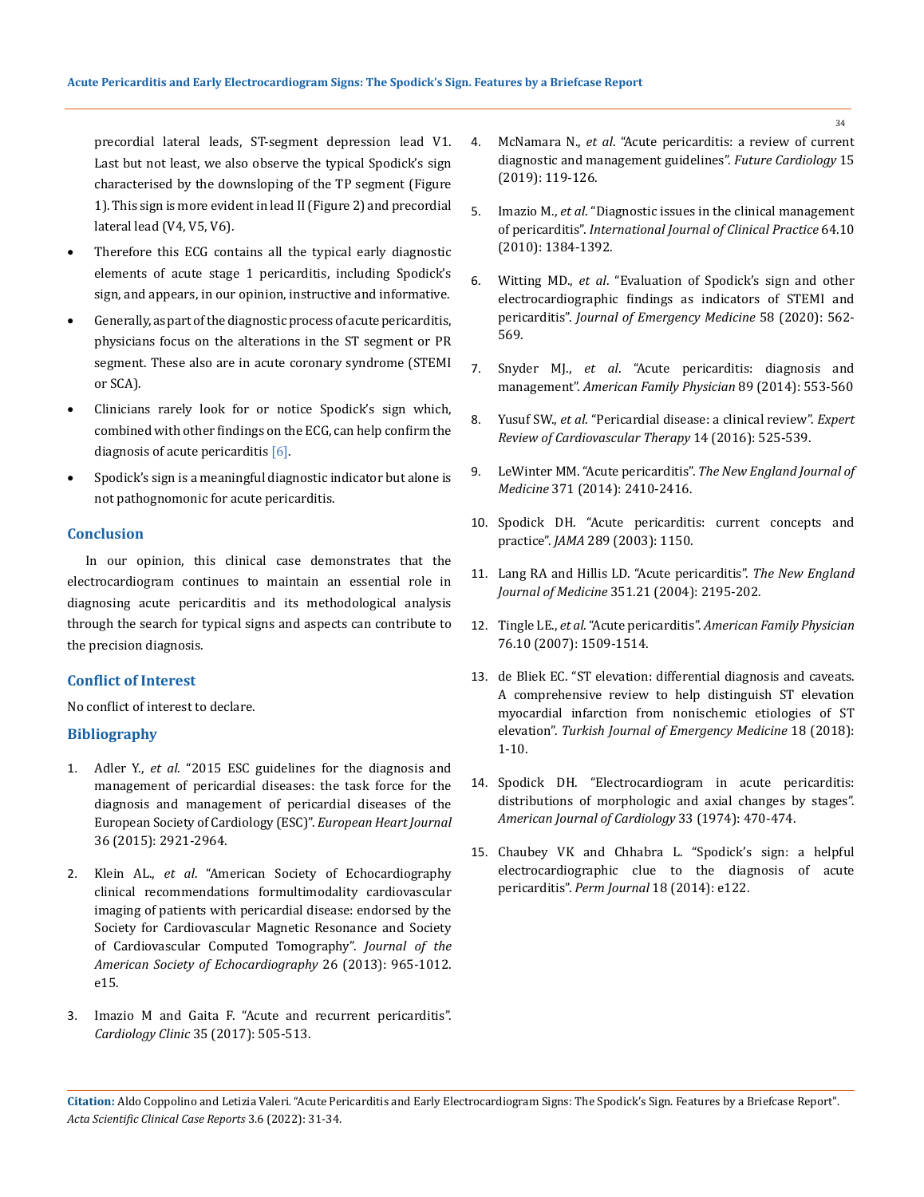precordial lateral leads, ST-segment depression lead V1. Last but not least, we also observe the typical Spodick's sign characterised by the downsloping of the TP segment (Figure 1). This sign is more evident in lead II (Figure 2) and precordial lateral lead (V4, V5, V6).

- Therefore this ECG contains all the typical early diagnostic elements of acute stage 1 pericarditis, including Spodick's sign, and appears, in our opinion, instructive and informative.
- Generally, as part of the diagnostic process of acute pericarditis, physicians focus on the alterations in the ST segment or PR segment. These also are in acute coronary syndrome (STEMI or SCA).
- Clinicians rarely look for or notice Spodick's sign which, combined with other findings on the ECG, can help confirm the diagnosis of acute pericarditis [6].
- Spodick's sign is a meaningful diagnostic indicator but alone is not pathognomonic for acute pericarditis.

## Conclusion

In our opinion, this clinical case demonstrates that the electrocardiogram continues to maintain an essential role in diagnosing acute pericarditis and its methodological analysis through the search for typical signs and aspects can contribute to the precision diagnosis.

## Conflict of Interest

No conflict of interest to declare.

## Bibliography

1. Adler Y., *et al*. "2015 ESC guidelines for the diagnosis and management of pericardial diseases: the task force for the diagnosis and management of pericardial diseases of the European Society of Cardiology (ESC)". *European Heart Journal* 36 (2015): 2921-2964.
2. Klein AL., *et al*. "American Society of Echocardiography clinical recommendations formultimodality cardiovascular imaging of patients with pericardial disease: endorsed by the Society for Cardiovascular Magnetic Resonance and Society of Cardiovascular Computed Tomography". *Journal of the American Society of Echocardiography* 26 (2013): 965-1012. e15.
3. Imazio M and Gaita F. "Acute and recurrent pericarditis". *Cardiology Clinic* 35 (2017): 505-513.
4. McNamara N., *et al*. "Acute pericarditis: a review of current diagnostic and management guidelines". *Future Cardiology* 15 (2019): 119-126.
5. Imazio M., *et al*. "Diagnostic issues in the clinical management of pericarditis". *International Journal of Clinical Practice* 64.10 (2010): 1384-1392.
6. Witting MD., *et al*. "Evaluation of Spodick's sign and other electrocardiographic findings as indicators of STEMI and pericarditis". *Journal of Emergency Medicine* 58 (2020): 562-569.
7. Snyder MJ., *et al*. "Acute pericarditis: diagnosis and management". *American Family Physician* 89 (2014): 553-560
8. Yusuf SW., *et al*. "Pericardial disease: a clinical review". *Expert Review of Cardiovascular Therapy* 14 (2016): 525-539.
9. LeWinter MM. "Acute pericarditis". *The New England Journal of Medicine* 371 (2014): 2410-2416.
10. Spodick DH. "Acute pericarditis: current concepts and practice". *JAMA* 289 (2003): 1150.
11. Lang RA and Hillis LD. "Acute pericarditis". *The New England Journal of Medicine* 351.21 (2004): 2195-202.
12. Tingle LE., *et al*. "Acute pericarditis". *American Family Physician* 76.10 (2007): 1509-1514.
13. de Bliek EC. "ST elevation: differential diagnosis and caveats. A comprehensive review to help distinguish ST elevation myocardial infarction from nonischemic etiologies of ST elevation". *Turkish Journal of Emergency Medicine* 18 (2018): 1-10.
14. Spodick DH. "Electrocardiogram in acute pericarditis: distributions of morphologic and axial changes by stages". *American Journal of Cardiology* 33 (1974): 470-474.
15. Chaubey VK and Chhabra L. "Spodick's sign: a helpful electrocardiographic clue to the diagnosis of acute pericarditis". *Perm Journal* 18 (2014): e122.